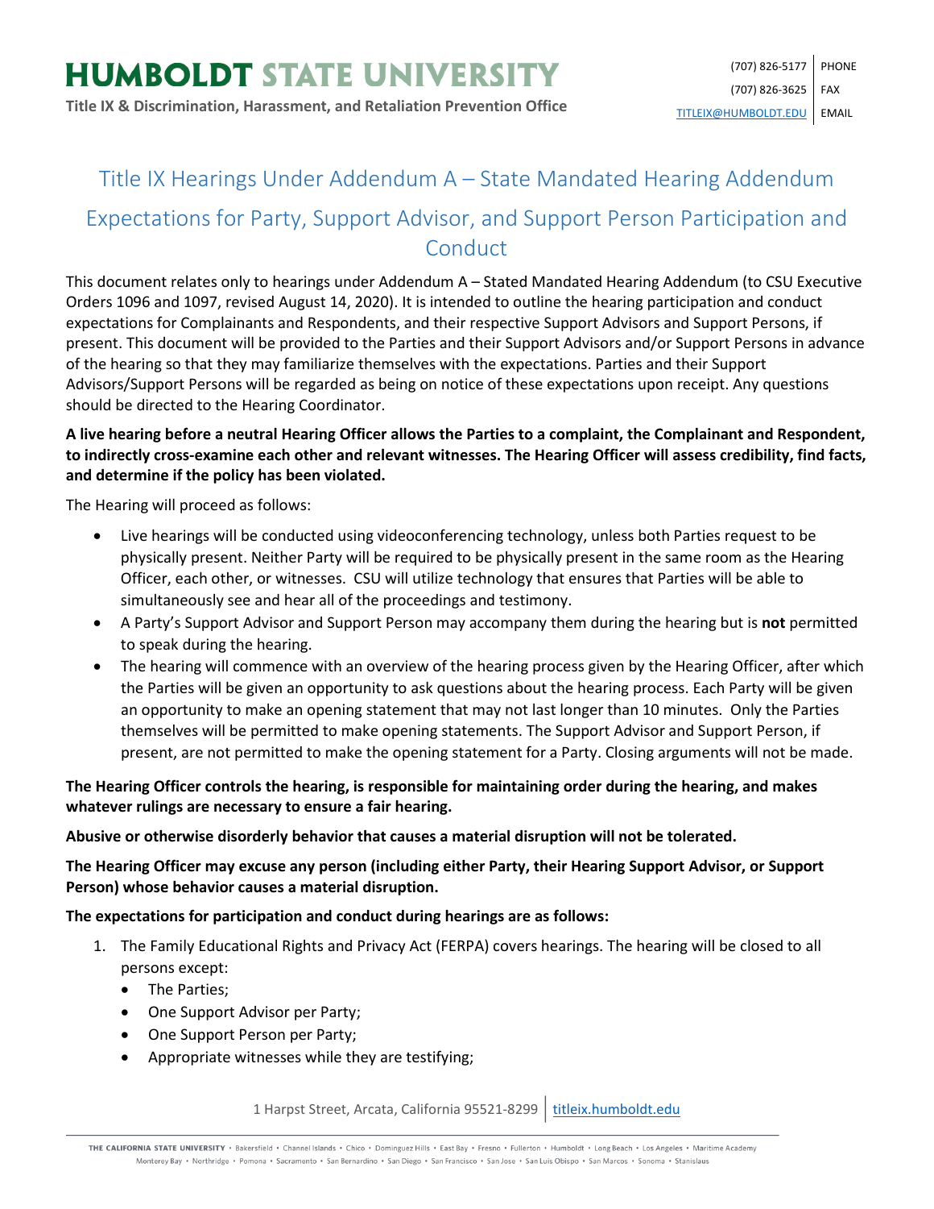# HUMBOLDT STATE UNIVERSITY

**Title IX & Discrimination, Harassment, and Retaliation Prevention Office**

(707) 826-5177 | PHONE
(707) 826-3625 | FAX
TITLEIX@HUMBOLDT.EDU | EMAIL

## Title IX Hearings Under Addendum A – State Mandated Hearing Addendum

## Expectations for Party, Support Advisor, and Support Person Participation and Conduct

This document relates only to hearings under Addendum A – Stated Mandated Hearing Addendum (to CSU Executive Orders 1096 and 1097, revised August 14, 2020). It is intended to outline the hearing participation and conduct expectations for Complainants and Respondents, and their respective Support Advisors and Support Persons, if present. This document will be provided to the Parties and their Support Advisors and/or Support Persons in advance of the hearing so that they may familiarize themselves with the expectations. Parties and their Support Advisors/Support Persons will be regarded as being on notice of these expectations upon receipt. Any questions should be directed to the Hearing Coordinator.

**A live hearing before a neutral Hearing Officer allows the Parties to a complaint, the Complainant and Respondent, to indirectly cross-examine each other and relevant witnesses. The Hearing Officer will assess credibility, find facts, and determine if the policy has been violated.**

The Hearing will proceed as follows:

- Live hearings will be conducted using videoconferencing technology, unless both Parties request to be physically present. Neither Party will be required to be physically present in the same room as the Hearing Officer, each other, or witnesses. CSU will utilize technology that ensures that Parties will be able to simultaneously see and hear all of the proceedings and testimony.
- A Party's Support Advisor and Support Person may accompany them during the hearing but is **not** permitted to speak during the hearing.
- The hearing will commence with an overview of the hearing process given by the Hearing Officer, after which the Parties will be given an opportunity to ask questions about the hearing process. Each Party will be given an opportunity to make an opening statement that may not last longer than 10 minutes. Only the Parties themselves will be permitted to make opening statements. The Support Advisor and Support Person, if present, are not permitted to make the opening statement for a Party. Closing arguments will not be made.

**The Hearing Officer controls the hearing, is responsible for maintaining order during the hearing, and makes whatever rulings are necessary to ensure a fair hearing.**

**Abusive or otherwise disorderly behavior that causes a material disruption will not be tolerated.**

**The Hearing Officer may excuse any person (including either Party, their Hearing Support Advisor, or Support Person) whose behavior causes a material disruption.**

**The expectations for participation and conduct during hearings are as follows:**

1. The Family Educational Rights and Privacy Act (FERPA) covers hearings. The hearing will be closed to all persons except:
   - The Parties;
   - One Support Advisor per Party;
   - One Support Person per Party;
   - Appropriate witnesses while they are testifying;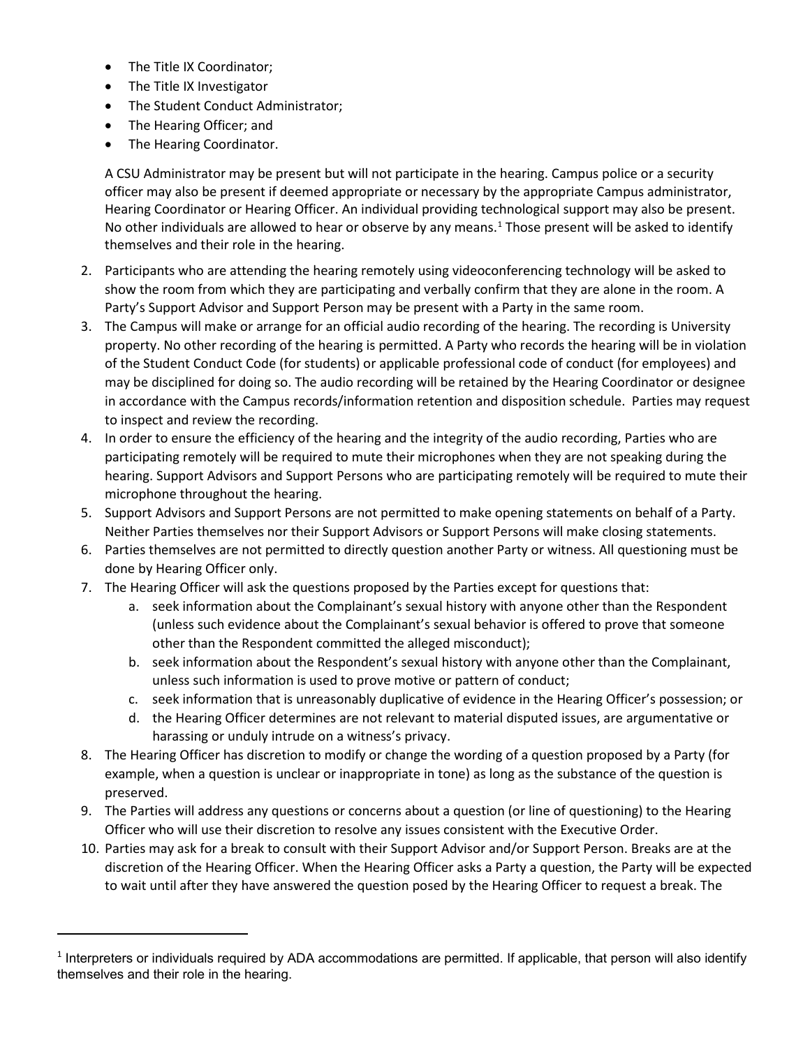- The Title IX Coordinator;
- The Title IX Investigator
- The Student Conduct Administrator;
- The Hearing Officer; and
- The Hearing Coordinator.

  A CSU Administrator may be present but will not participate in the hearing. Campus police or a security officer may also be present if deemed appropriate or necessary by the appropriate Campus administrator, Hearing Coordinator or Hearing Officer. An individual providing technological support may also be present. No other individuals are allowed to hear or observe by any means.[1] Those present will be asked to identify themselves and their role in the hearing.

2. Participants who are attending the hearing remotely using videoconferencing technology will be asked to show the room from which they are participating and verbally confirm that they are alone in the room. A Party's Support Advisor and Support Person may be present with a Party in the same room.
3. The Campus will make or arrange for an official audio recording of the hearing. The recording is University property. No other recording of the hearing is permitted. A Party who records the hearing will be in violation of the Student Conduct Code (for students) or applicable professional code of conduct (for employees) and may be disciplined for doing so. The audio recording will be retained by the Hearing Coordinator or designee in accordance with the Campus records/information retention and disposition schedule. Parties may request to inspect and review the recording.
4. In order to ensure the efficiency of the hearing and the integrity of the audio recording, Parties who are participating remotely will be required to mute their microphones when they are not speaking during the hearing. Support Advisors and Support Persons who are participating remotely will be required to mute their microphone throughout the hearing.
5. Support Advisors and Support Persons are not permitted to make opening statements on behalf of a Party. Neither Parties themselves nor their Support Advisors or Support Persons will make closing statements.
6. Parties themselves are not permitted to directly question another Party or witness. All questioning must be done by Hearing Officer only.
7. The Hearing Officer will ask the questions proposed by the Parties except for questions that:
   a. seek information about the Complainant's sexual history with anyone other than the Respondent (unless such evidence about the Complainant's sexual behavior is offered to prove that someone other than the Respondent committed the alleged misconduct);
   b. seek information about the Respondent's sexual history with anyone other than the Complainant, unless such information is used to prove motive or pattern of conduct;
   c. seek information that is unreasonably duplicative of evidence in the Hearing Officer's possession; or
   d. the Hearing Officer determines are not relevant to material disputed issues, are argumentative or harassing or unduly intrude on a witness's privacy.
8. The Hearing Officer has discretion to modify or change the wording of a question proposed by a Party (for example, when a question is unclear or inappropriate in tone) as long as the substance of the question is preserved.
9. The Parties will address any questions or concerns about a question (or line of questioning) to the Hearing Officer who will use their discretion to resolve any issues consistent with the Executive Order.
10. Parties may ask for a break to consult with their Support Advisor and/or Support Person. Breaks are at the discretion of the Hearing Officer. When the Hearing Officer asks a Party a question, the Party will be expected to wait until after they have answered the question posed by the Hearing Officer to request a break. The

[1] Interpreters or individuals required by ADA accommodations are permitted. If applicable, that person will also identify themselves and their role in the hearing.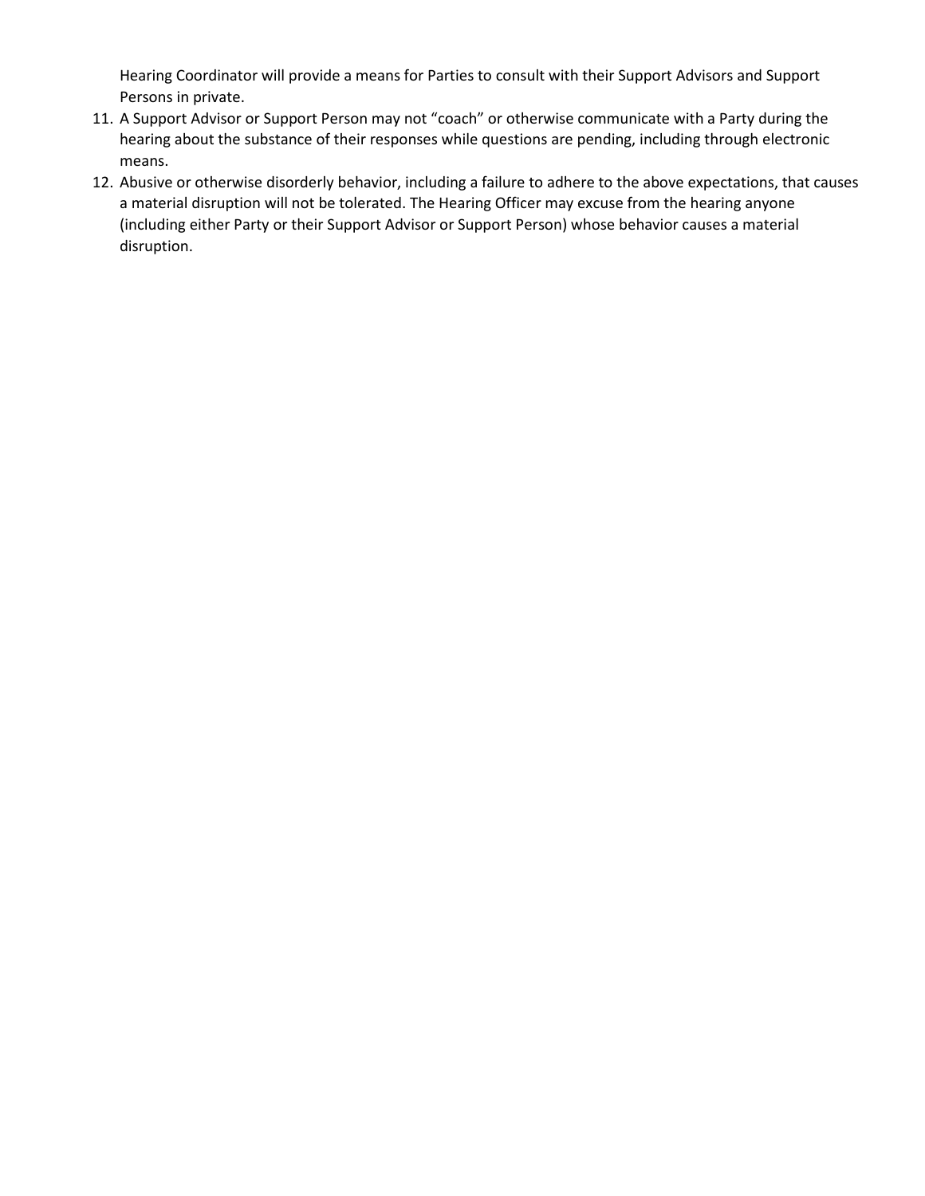Hearing Coordinator will provide a means for Parties to consult with their Support Advisors and Support Persons in private.

11. A Support Advisor or Support Person may not "coach" or otherwise communicate with a Party during the hearing about the substance of their responses while questions are pending, including through electronic means.
12. Abusive or otherwise disorderly behavior, including a failure to adhere to the above expectations, that causes a material disruption will not be tolerated. The Hearing Officer may excuse from the hearing anyone (including either Party or their Support Advisor or Support Person) whose behavior causes a material disruption.